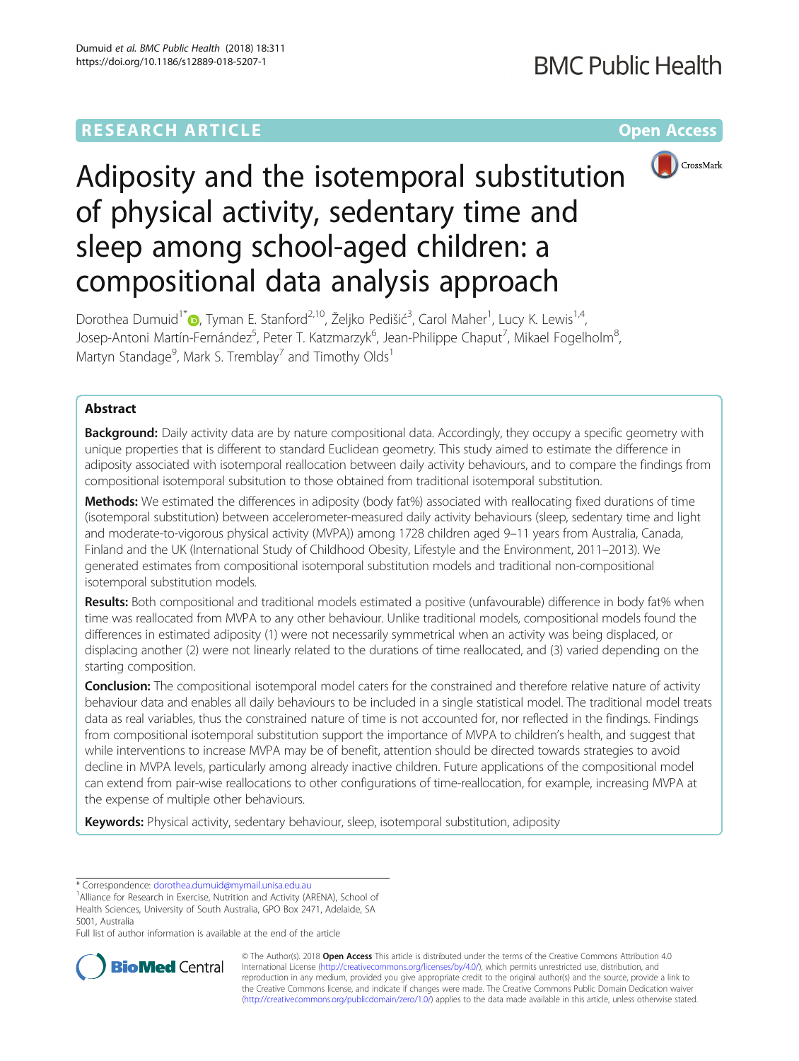RESEARCH ARTICLE

Open Access

# Adiposity and the isotemporal substitution of physical activity, sedentary time and sleep among school-aged children: a compositional data analysis approach

Dorothea Dumuid[1*], Tyman E. Stanford[2,10], Željko Pedišić[3], Carol Maher[1], Lucy K. Lewis[1,4], Josep-Antoni Martín-Fernández[5], Peter T. Katzmarzyk[6], Jean-Philippe Chaput[7], Mikael Fogelholm[8], Martyn Standage[9], Mark S. Tremblay[7] and Timothy Olds[1]

## Abstract

**Background:** Daily activity data are by nature compositional data. Accordingly, they occupy a specific geometry with unique properties that is different to standard Euclidean geometry. This study aimed to estimate the difference in adiposity associated with isotemporal reallocation between daily activity behaviours, and to compare the findings from compositional isotemporal subsitution to those obtained from traditional isotemporal substitution.

**Methods:** We estimated the differences in adiposity (body fat%) associated with reallocating fixed durations of time (isotemporal substitution) between accelerometer-measured daily activity behaviours (sleep, sedentary time and light and moderate-to-vigorous physical activity (MVPA)) among 1728 children aged 9–11 years from Australia, Canada, Finland and the UK (International Study of Childhood Obesity, Lifestyle and the Environment, 2011–2013). We generated estimates from compositional isotemporal substitution models and traditional non-compositional isotemporal substitution models.

**Results:** Both compositional and traditional models estimated a positive (unfavourable) difference in body fat% when time was reallocated from MVPA to any other behaviour. Unlike traditional models, compositional models found the differences in estimated adiposity (1) were not necessarily symmetrical when an activity was being displaced, or displacing another (2) were not linearly related to the durations of time reallocated, and (3) varied depending on the starting composition.

**Conclusion:** The compositional isotemporal model caters for the constrained and therefore relative nature of activity behaviour data and enables all daily behaviours to be included in a single statistical model. The traditional model treats data as real variables, thus the constrained nature of time is not accounted for, nor reflected in the findings. Findings from compositional isotemporal substitution support the importance of MVPA to children's health, and suggest that while interventions to increase MVPA may be of benefit, attention should be directed towards strategies to avoid decline in MVPA levels, particularly among already inactive children. Future applications of the compositional model can extend from pair-wise reallocations to other configurations of time-reallocation, for example, increasing MVPA at the expense of multiple other behaviours.

**Keywords:** Physical activity, sedentary behaviour, sleep, isotemporal substitution, adiposity

---

* Correspondence: dorothea.dumuid@mymail.unisa.edu.au
[1]Alliance for Research in Exercise, Nutrition and Activity (ARENA), School of Health Sciences, University of South Australia, GPO Box 2471, Adelaide, SA 5001, Australia
Full list of author information is available at the end of the article

© The Author(s). 2018 **Open Access** This article is distributed under the terms of the Creative Commons Attribution 4.0 International License (http://creativecommons.org/licenses/by/4.0/), which permits unrestricted use, distribution, and reproduction in any medium, provided you give appropriate credit to the original author(s) and the source, provide a link to the Creative Commons license, and indicate if changes were made. The Creative Commons Public Domain Dedication waiver (http://creativecommons.org/publicdomain/zero/1.0/) applies to the data made available in this article, unless otherwise stated.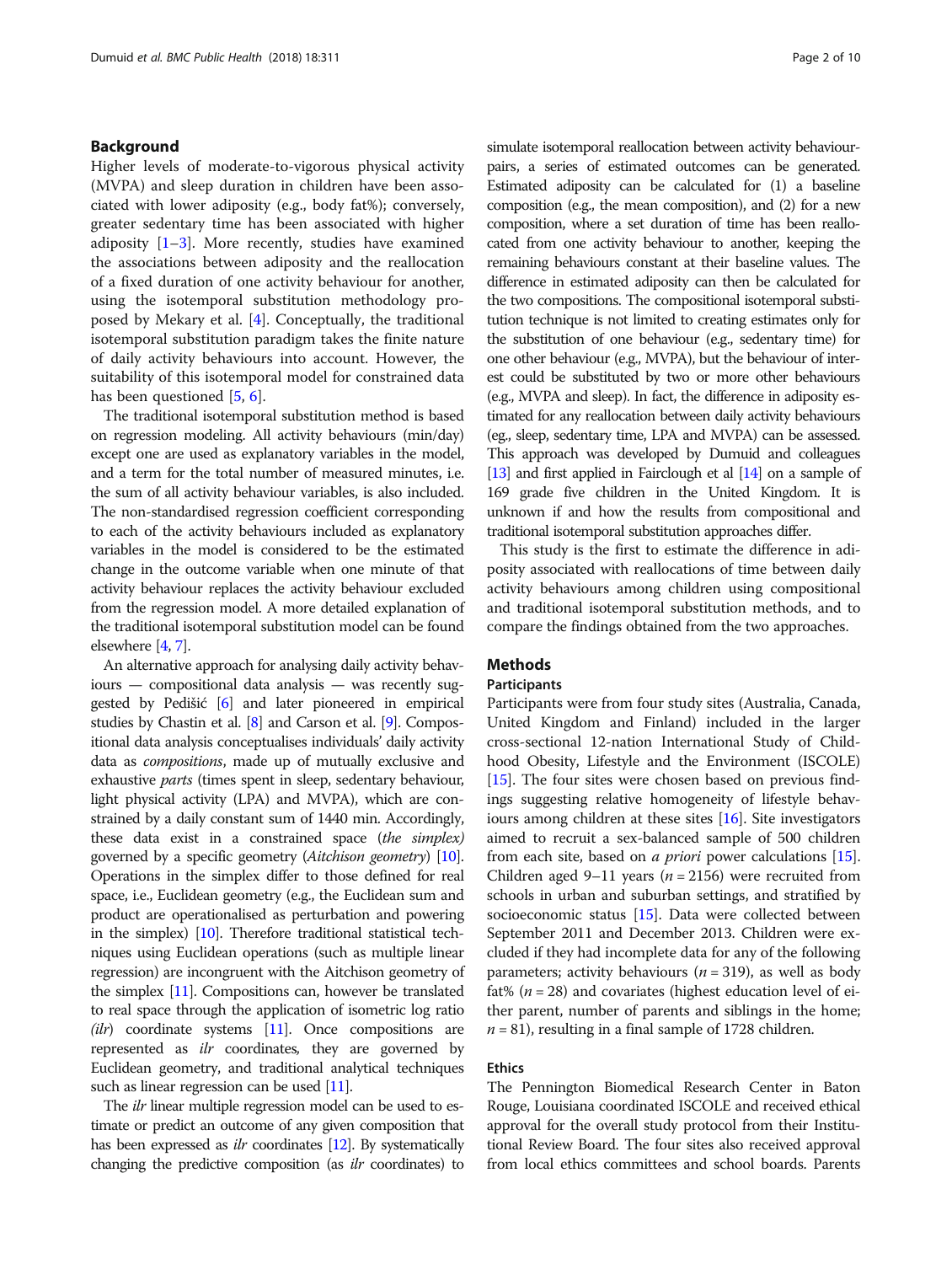## Background

Higher levels of moderate-to-vigorous physical activity (MVPA) and sleep duration in children have been associated with lower adiposity (e.g., body fat%); conversely, greater sedentary time has been associated with higher adiposity [1–3]. More recently, studies have examined the associations between adiposity and the reallocation of a fixed duration of one activity behaviour for another, using the isotemporal substitution methodology proposed by Mekary et al. [4]. Conceptually, the traditional isotemporal substitution paradigm takes the finite nature of daily activity behaviours into account. However, the suitability of this isotemporal model for constrained data has been questioned [5, 6].

The traditional isotemporal substitution method is based on regression modeling. All activity behaviours (min/day) except one are used as explanatory variables in the model, and a term for the total number of measured minutes, i.e. the sum of all activity behaviour variables, is also included. The non-standardised regression coefficient corresponding to each of the activity behaviours included as explanatory variables in the model is considered to be the estimated change in the outcome variable when one minute of that activity behaviour replaces the activity behaviour excluded from the regression model. A more detailed explanation of the traditional isotemporal substitution model can be found elsewhere [4, 7].

An alternative approach for analysing daily activity behaviours — compositional data analysis — was recently suggested by Pedišić [6] and later pioneered in empirical studies by Chastin et al. [8] and Carson et al. [9]. Compositional data analysis conceptualises individuals' daily activity data as *compositions*, made up of mutually exclusive and exhaustive *parts* (times spent in sleep, sedentary behaviour, light physical activity (LPA) and MVPA), which are constrained by a daily constant sum of 1440 min. Accordingly, these data exist in a constrained space (*the simplex)* governed by a specific geometry (*Aitchison geometry*) [10]. Operations in the simplex differ to those defined for real space, i.e., Euclidean geometry (e.g., the Euclidean sum and product are operationalised as perturbation and powering in the simplex) [10]. Therefore traditional statistical techniques using Euclidean operations (such as multiple linear regression) are incongruent with the Aitchison geometry of the simplex [11]. Compositions can, however be translated to real space through the application of isometric log ratio *(ilr)* coordinate systems [11]. Once compositions are represented as *ilr* coordinates, they are governed by Euclidean geometry, and traditional analytical techniques such as linear regression can be used [11].

The *ilr* linear multiple regression model can be used to estimate or predict an outcome of any given composition that has been expressed as *ilr* coordinates [12]. By systematically changing the predictive composition (as *ilr* coordinates) to simulate isotemporal reallocation between activity behaviour-pairs, a series of estimated outcomes can be generated. Estimated adiposity can be calculated for (1) a baseline composition (e.g., the mean composition), and (2) for a new composition, where a set duration of time has been reallocated from one activity behaviour to another, keeping the remaining behaviours constant at their baseline values. The difference in estimated adiposity can then be calculated for the two compositions. The compositional isotemporal substitution technique is not limited to creating estimates only for the substitution of one behaviour (e.g., sedentary time) for one other behaviour (e.g., MVPA), but the behaviour of interest could be substituted by two or more other behaviours (e.g., MVPA and sleep). In fact, the difference in adiposity estimated for any reallocation between daily activity behaviours (eg., sleep, sedentary time, LPA and MVPA) can be assessed. This approach was developed by Dumuid and colleagues [13] and first applied in Fairclough et al [14] on a sample of 169 grade five children in the United Kingdom. It is unknown if and how the results from compositional and traditional isotemporal substitution approaches differ.

This study is the first to estimate the difference in adiposity associated with reallocations of time between daily activity behaviours among children using compositional and traditional isotemporal substitution methods, and to compare the findings obtained from the two approaches.

## Methods

### Participants

Participants were from four study sites (Australia, Canada, United Kingdom and Finland) included in the larger cross-sectional 12-nation International Study of Childhood Obesity, Lifestyle and the Environment (ISCOLE) [15]. The four sites were chosen based on previous findings suggesting relative homogeneity of lifestyle behaviours among children at these sites [16]. Site investigators aimed to recruit a sex-balanced sample of 500 children from each site, based on *a priori* power calculations [15]. Children aged 9–11 years ($n = 2156$) were recruited from schools in urban and suburban settings, and stratified by socioeconomic status [15]. Data were collected between September 2011 and December 2013. Children were excluded if they had incomplete data for any of the following parameters; activity behaviours ($n = 319$), as well as body fat% ($n = 28$) and covariates (highest education level of either parent, number of parents and siblings in the home; $n = 81$), resulting in a final sample of 1728 children.

### Ethics

The Pennington Biomedical Research Center in Baton Rouge, Louisiana coordinated ISCOLE and received ethical approval for the overall study protocol from their Institutional Review Board. The four sites also received approval from local ethics committees and school boards. Parents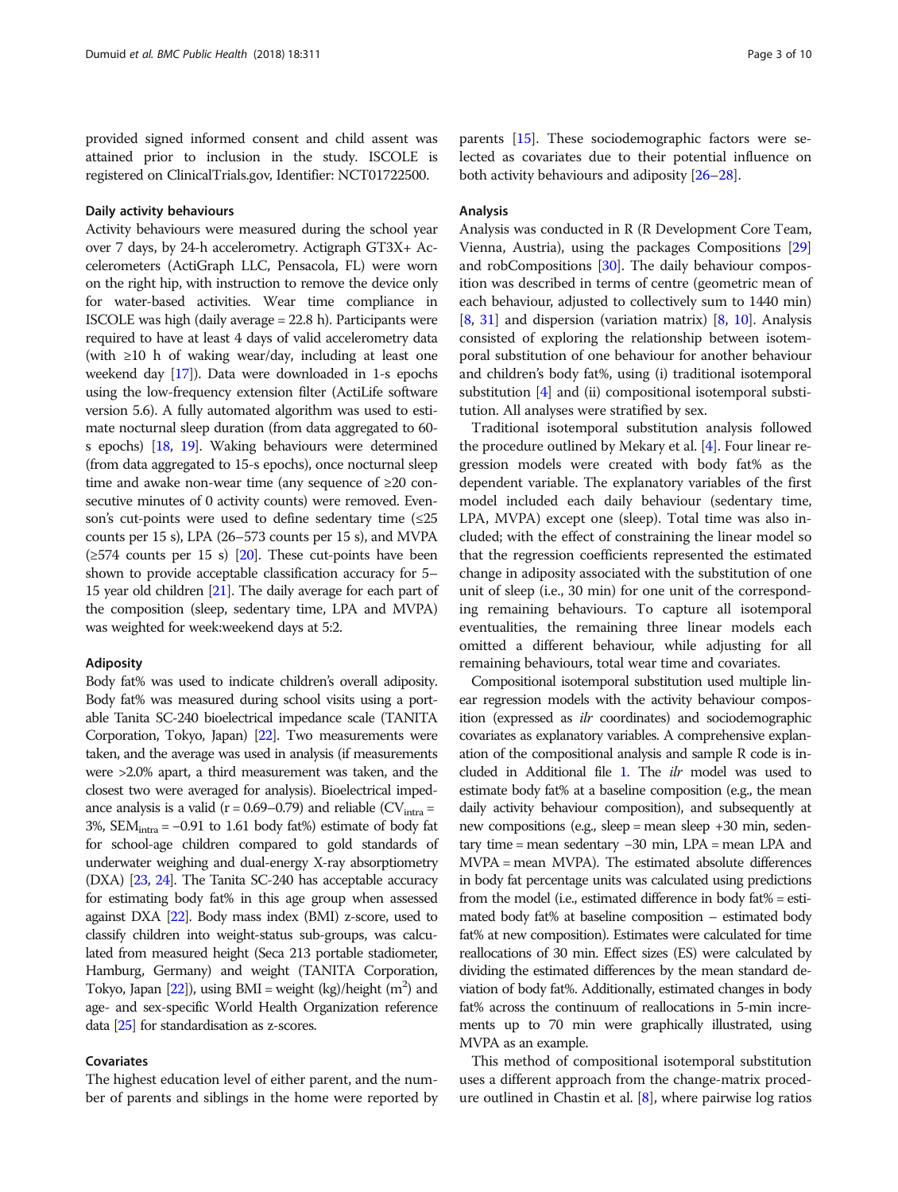provided signed informed consent and child assent was attained prior to inclusion in the study. ISCOLE is registered on ClinicalTrials.gov, Identifier: NCT01722500.

### Daily activity behaviours

Activity behaviours were measured during the school year over 7 days, by 24-h accelerometry. Actigraph GT3X+ Accelerometers (ActiGraph LLC, Pensacola, FL) were worn on the right hip, with instruction to remove the device only for water-based activities. Wear time compliance in ISCOLE was high (daily average = 22.8 h). Participants were required to have at least 4 days of valid accelerometry data (with ≥10 h of waking wear/day, including at least one weekend day [17]). Data were downloaded in 1-s epochs using the low-frequency extension filter (ActiLife software version 5.6). A fully automated algorithm was used to estimate nocturnal sleep duration (from data aggregated to 60-s epochs) [18, 19]. Waking behaviours were determined (from data aggregated to 15-s epochs), once nocturnal sleep time and awake non-wear time (any sequence of ≥20 consecutive minutes of 0 activity counts) were removed. Evenson's cut-points were used to define sedentary time (≤25 counts per 15 s), LPA (26–573 counts per 15 s), and MVPA (≥574 counts per 15 s) [20]. These cut-points have been shown to provide acceptable classification accuracy for 5–15 year old children [21]. The daily average for each part of the composition (sleep, sedentary time, LPA and MVPA) was weighted for week:weekend days at 5:2.

### Adiposity

Body fat% was used to indicate children's overall adiposity. Body fat% was measured during school visits using a portable Tanita SC-240 bioelectrical impedance scale (TANITA Corporation, Tokyo, Japan) [22]. Two measurements were taken, and the average was used in analysis (if measurements were >2.0% apart, a third measurement was taken, and the closest two were averaged for analysis). Bioelectrical impedance analysis is a valid (r = 0.69–0.79) and reliable ($CV_{intra}$ = 3%, $SEM_{intra}$ = −0.91 to 1.61 body fat%) estimate of body fat for school-age children compared to gold standards of underwater weighing and dual-energy X-ray absorptiometry (DXA) [23, 24]. The Tanita SC-240 has acceptable accuracy for estimating body fat% in this age group when assessed against DXA [22]. Body mass index (BMI) z-score, used to classify children into weight-status sub-groups, was calculated from measured height (Seca 213 portable stadiometer, Hamburg, Germany) and weight (TANITA Corporation, Tokyo, Japan [22]), using BMI = weight (kg)/height ($m^2$) and age- and sex-specific World Health Organization reference data [25] for standardisation as z-scores.

### Covariates

The highest education level of either parent, and the number of parents and siblings in the home were reported by parents [15]. These sociodemographic factors were selected as covariates due to their potential influence on both activity behaviours and adiposity [26–28].

### Analysis

Analysis was conducted in R (R Development Core Team, Vienna, Austria), using the packages Compositions [29] and robCompositions [30]. The daily behaviour composition was described in terms of centre (geometric mean of each behaviour, adjusted to collectively sum to 1440 min) [8, 31] and dispersion (variation matrix) [8, 10]. Analysis consisted of exploring the relationship between isotemporal substitution of one behaviour for another behaviour and children's body fat%, using (i) traditional isotemporal substitution [4] and (ii) compositional isotemporal substitution. All analyses were stratified by sex.

Traditional isotemporal substitution analysis followed the procedure outlined by Mekary et al. [4]. Four linear regression models were created with body fat% as the dependent variable. The explanatory variables of the first model included each daily behaviour (sedentary time, LPA, MVPA) except one (sleep). Total time was also included; with the effect of constraining the linear model so that the regression coefficients represented the estimated change in adiposity associated with the substitution of one unit of sleep (i.e., 30 min) for one unit of the corresponding remaining behaviours. To capture all isotemporal eventualities, the remaining three linear models each omitted a different behaviour, while adjusting for all remaining behaviours, total wear time and covariates.

Compositional isotemporal substitution used multiple linear regression models with the activity behaviour composition (expressed as *ilr* coordinates) and sociodemographic covariates as explanatory variables. A comprehensive explanation of the compositional analysis and sample R code is included in Additional file 1. The *ilr* model was used to estimate body fat% at a baseline composition (e.g., the mean daily activity behaviour composition), and subsequently at new compositions (e.g., sleep = mean sleep +30 min, sedentary time = mean sedentary −30 min, LPA = mean LPA and MVPA = mean MVPA). The estimated absolute differences in body fat percentage units was calculated using predictions from the model (i.e., estimated difference in body fat% = estimated body fat% at baseline composition – estimated body fat% at new composition). Estimates were calculated for time reallocations of 30 min. Effect sizes (ES) were calculated by dividing the estimated differences by the mean standard deviation of body fat%. Additionally, estimated changes in body fat% across the continuum of reallocations in 5-min increments up to 70 min were graphically illustrated, using MVPA as an example.

This method of compositional isotemporal substitution uses a different approach from the change-matrix procedure outlined in Chastin et al. [8], where pairwise log ratios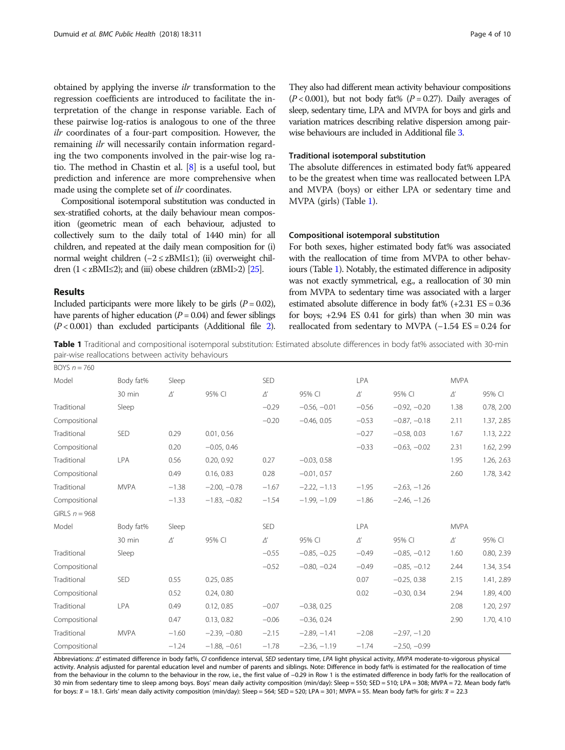obtained by applying the inverse *ilr* transformation to the regression coefficients are introduced to facilitate the interpretation of the change in response variable. Each of these pairwise log-ratios is analogous to one of the three *ilr* coordinates of a four-part composition. However, the remaining *ilr* will necessarily contain information regarding the two components involved in the pair-wise log ratio. The method in Chastin et al. [8] is a useful tool, but prediction and inference are more comprehensive when made using the complete set of *ilr* coordinates.

Compositional isotemporal substitution was conducted in sex-stratified cohorts, at the daily behaviour mean composition (geometric mean of each behaviour, adjusted to collectively sum to the daily total of 1440 min) for all children, and repeated at the daily mean composition for (i) normal weight children ($-2 \leq$ zBMI$\leq 1$); (ii) overweight children ($1 <$ zBMI$\leq 2$); and (iii) obese children (zBMI$>2$) [25].

## Results

Included participants were more likely to be girls ($P = 0.02$), have parents of higher education ($P = 0.04$) and fewer siblings ($P < 0.001$) than excluded participants (Additional file 2). They also had different mean activity behaviour compositions ($P < 0.001$), but not body fat% ($P = 0.27$). Daily averages of sleep, sedentary time, LPA and MVPA for boys and girls and variation matrices describing relative dispersion among pairwise behaviours are included in Additional file 3.

### Traditional isotemporal substitution

The absolute differences in estimated body fat% appeared to be the greatest when time was reallocated between LPA and MVPA (boys) or either LPA or sedentary time and MVPA (girls) (Table 1).

### Compositional isotemporal substitution

For both sexes, higher estimated body fat% was associated with the reallocation of time from MVPA to other behaviours (Table 1). Notably, the estimated difference in adiposity was not exactly symmetrical, e.g., a reallocation of 30 min from MVPA to sedentary time was associated with a larger estimated absolute difference in body fat% (+2.31 ES = 0.36 for boys; +2.94 ES 0.41 for girls) than when 30 min was reallocated from sedentary to MVPA (−1.54 ES = 0.24 for

**Table 1** Traditional and compositional isotemporal substitution: Estimated absolute differences in body fat% associated with 30-min pair-wise reallocations between activity behaviours

| BOYS $n = 760$ | | | | | | | | | |
|---|---|---|---|---|---|---|---|---|---|
| Model | Body fat% | Sleep | | SED | | LPA | | MVPA | |
| | 30 min | Δ′ | 95% CI | Δ′ | 95% CI | Δ′ | 95% CI | Δ′ | 95% CI |
| Traditional | Sleep | | | −0.29 | −0.56, −0.01 | −0.56 | −0.92, −0.20 | 1.38 | 0.78, 2.00 |
| Compositional | | | | −0.20 | −0.46, 0.05 | −0.53 | −0.87, −0.18 | 2.11 | 1.37, 2.85 |
| Traditional | SED | 0.29 | 0.01, 0.56 | | | −0.27 | −0.58, 0.03 | 1.67 | 1.13, 2.22 |
| Compositional | | 0.20 | −0.05, 0.46 | | | −0.33 | −0.63, −0.02 | 2.31 | 1.62, 2.99 |
| Traditional | LPA | 0.56 | 0.20, 0.92 | 0.27 | −0.03, 0.58 | | | 1.95 | 1.26, 2.63 |
| Compositional | | 0.49 | 0.16, 0.83 | 0.28 | −0.01, 0.57 | | | 2.60 | 1.78, 3.42 |
| Traditional | MVPA | −1.38 | −2.00, −0.78 | −1.67 | −2.22, −1.13 | −1.95 | −2.63, −1.26 | | |
| Compositional | | −1.33 | −1.83, −0.82 | −1.54 | −1.99, −1.09 | −1.86 | −2.46, −1.26 | | |
| GIRLS $n = 968$ | | | | | | | | | |
| Model | Body fat% | Sleep | | SED | | LPA | | MVPA | |
| | 30 min | Δ′ | 95% CI | Δ′ | 95% CI | Δ′ | 95% CI | Δ′ | 95% CI |
| Traditional | Sleep | | | −0.55 | −0.85, −0.25 | −0.49 | −0.85, −0.12 | 1.60 | 0.80, 2.39 |
| Compositional | | | | −0.52 | −0.80, −0.24 | −0.49 | −0.85, −0.12 | 2.44 | 1.34, 3.54 |
| Traditional | SED | 0.55 | 0.25, 0.85 | | | 0.07 | −0.25, 0.38 | 2.15 | 1.41, 2.89 |
| Compositional | | 0.52 | 0.24, 0.80 | | | 0.02 | −0.30, 0.34 | 2.94 | 1.89, 4.00 |
| Traditional | LPA | 0.49 | 0.12, 0.85 | −0.07 | −0.38, 0.25 | | | 2.08 | 1.20, 2.97 |
| Compositional | | 0.47 | 0.13, 0.82 | −0.06 | −0.36, 0.24 | | | 2.90 | 1.70, 4.10 |
| Traditional | MVPA | −1.60 | −2.39, −0.80 | −2.15 | −2.89, −1.41 | −2.08 | −2.97, −1.20 | | |
| Compositional | | −1.24 | −1.88, −0.61 | −1.78 | −2.36, −1.19 | −1.74 | −2.50, −0.99 | | |

Abbreviations: *Δ′* estimated difference in body fat%, *CI* confidence interval, *SED* sedentary time, *LPA* light physical activity, *MVPA* moderate-to-vigorous physical activity. Analysis adjusted for parental education level and number of parents and siblings. Note: Difference in body fat% is estimated for the reallocation of time from the behaviour in the column to the behaviour in the row, i.e., the first value of −0.29 in Row 1 is the estimated difference in body fat% for the reallocation of 30 min from sedentary time to sleep among boys. Boys' mean daily activity composition (min/day): Sleep = 550; SED = 510; LPA = 308; MVPA = 72. Mean body fat% for boys: $\bar{x} = 18.1$. Girls' mean daily activity composition (min/day): Sleep = 564; SED = 520; LPA = 301; MVPA = 55. Mean body fat% for girls: $\bar{x} = 22.3$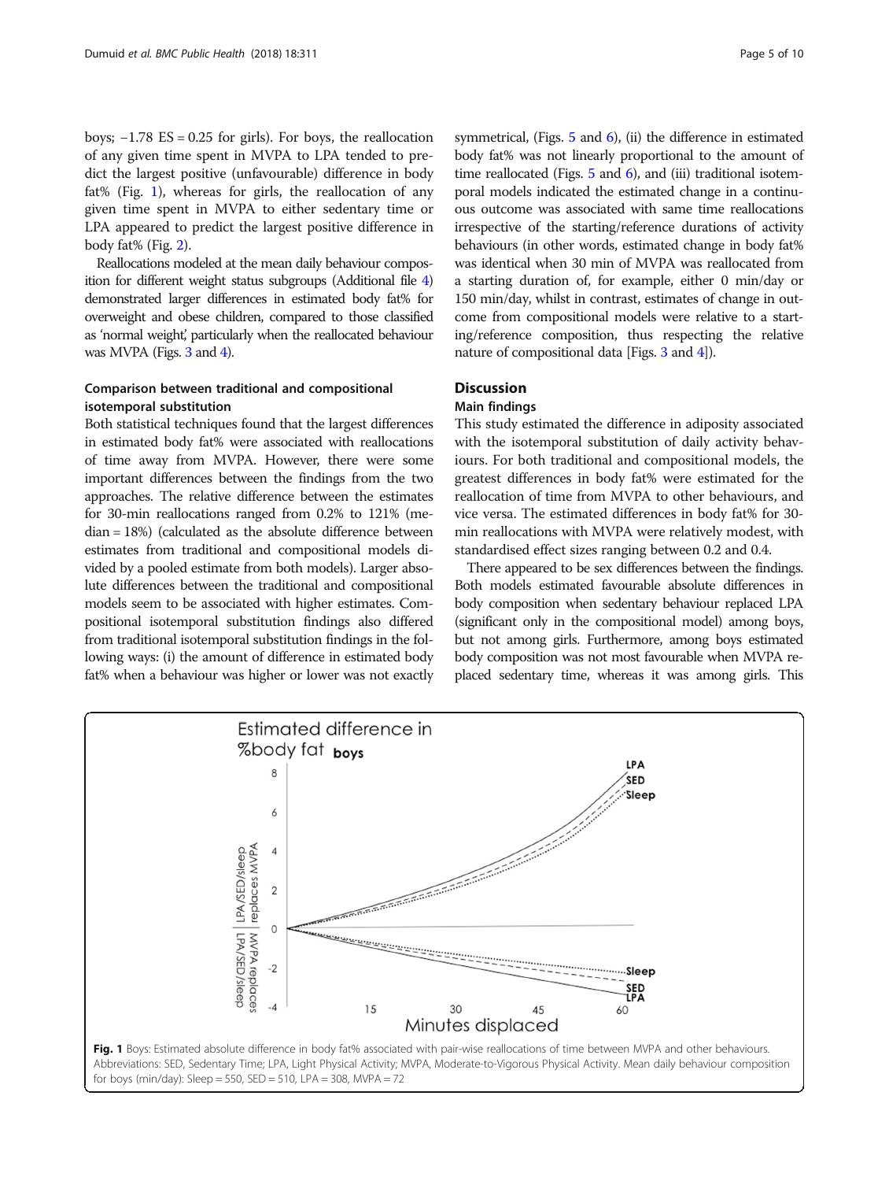boys; −1.78 ES = 0.25 for girls). For boys, the reallocation of any given time spent in MVPA to LPA tended to predict the largest positive (unfavourable) difference in body fat% (Fig. 1), whereas for girls, the reallocation of any given time spent in MVPA to either sedentary time or LPA appeared to predict the largest positive difference in body fat% (Fig. 2).

Reallocations modeled at the mean daily behaviour composition for different weight status subgroups (Additional file 4) demonstrated larger differences in estimated body fat% for overweight and obese children, compared to those classified as 'normal weight', particularly when the reallocated behaviour was MVPA (Figs. 3 and 4).

### Comparison between traditional and compositional isotemporal substitution

Both statistical techniques found that the largest differences in estimated body fat% were associated with reallocations of time away from MVPA. However, there were some important differences between the findings from the two approaches. The relative difference between the estimates for 30-min reallocations ranged from 0.2% to 121% (median = 18%) (calculated as the absolute difference between estimates from traditional and compositional models divided by a pooled estimate from both models). Larger absolute differences between the traditional and compositional models seem to be associated with higher estimates. Compositional isotemporal substitution findings also differed from traditional isotemporal substitution findings in the following ways: (i) the amount of difference in estimated body fat% when a behaviour was higher or lower was not exactly symmetrical, (Figs. 5 and 6), (ii) the difference in estimated body fat% was not linearly proportional to the amount of time reallocated (Figs. 5 and 6), and (iii) traditional isotemporal models indicated the estimated change in a continuous outcome was associated with same time reallocations irrespective of the starting/reference durations of activity behaviours (in other words, estimated change in body fat% was identical when 30 min of MVPA was reallocated from a starting duration of, for example, either 0 min/day or 150 min/day, whilst in contrast, estimates of change in outcome from compositional models were relative to a starting/reference composition, thus respecting the relative nature of compositional data [Figs. 3 and 4]).

## Discussion

### Main findings

This study estimated the difference in adiposity associated with the isotemporal substitution of daily activity behaviours. For both traditional and compositional models, the greatest differences in body fat% were estimated for the reallocation of time from MVPA to other behaviours, and vice versa. The estimated differences in body fat% for 30-min reallocations with MVPA were relatively modest, with standardised effect sizes ranging between 0.2 and 0.4.

There appeared to be sex differences between the findings. Both models estimated favourable absolute differences in body composition when sedentary behaviour replaced LPA (significant only in the compositional model) among boys, but not among girls. Furthermore, among boys estimated body composition was not most favourable when MVPA replaced sedentary time, whereas it was among girls. This

**Fig. 1** Boys: Estimated absolute difference in body fat% associated with pair-wise reallocations of time between MVPA and other behaviours. Abbreviations: SED, Sedentary Time; LPA, Light Physical Activity; MVPA, Moderate-to-Vigorous Physical Activity. Mean daily behaviour composition for boys (min/day): Sleep = 550, SED = 510, LPA = 308, MVPA = 72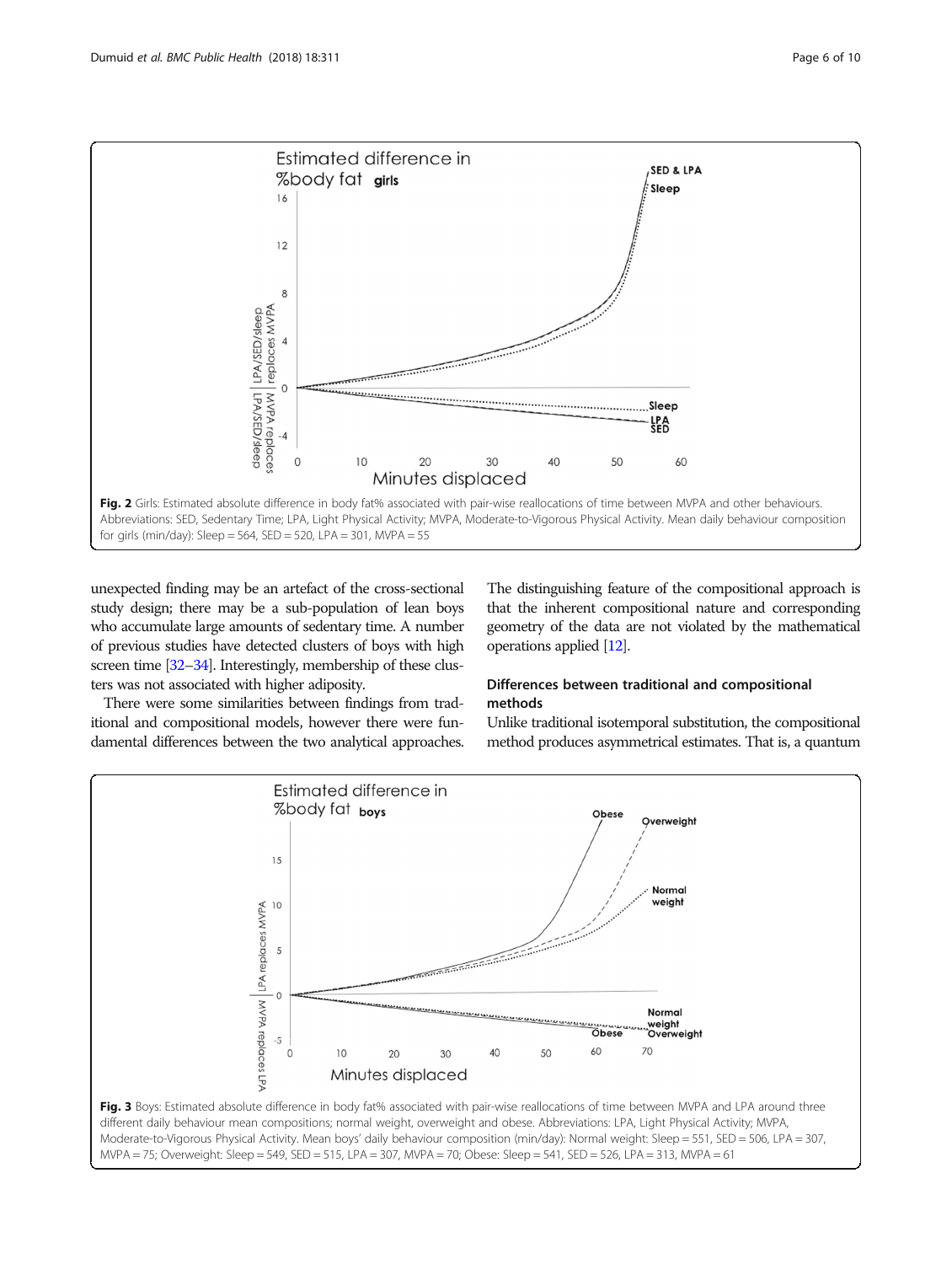Fig. 2 Girls: Estimated absolute difference in body fat% associated with pair-wise reallocations of time between MVPA and other behaviours. Abbreviations: SED, Sedentary Time; LPA, Light Physical Activity; MVPA, Moderate-to-Vigorous Physical Activity. Mean daily behaviour composition for girls (min/day): Sleep = 564, SED = 520, LPA = 301, MVPA = 55

unexpected finding may be an artefact of the cross-sectional study design; there may be a sub-population of lean boys who accumulate large amounts of sedentary time. A number of previous studies have detected clusters of boys with high screen time [32–34]. Interestingly, membership of these clusters was not associated with higher adiposity.

There were some similarities between findings from traditional and compositional models, however there were fundamental differences between the two analytical approaches. The distinguishing feature of the compositional approach is that the inherent compositional nature and corresponding geometry of the data are not violated by the mathematical operations applied [12].

## Differences between traditional and compositional methods

Unlike traditional isotemporal substitution, the compositional method produces asymmetrical estimates. That is, a quantum

Fig. 3 Boys: Estimated absolute difference in body fat% associated with pair-wise reallocations of time between MVPA and LPA around three different daily behaviour mean compositions; normal weight, overweight and obese. Abbreviations: LPA, Light Physical Activity; MVPA, Moderate-to-Vigorous Physical Activity. Mean boys' daily behaviour composition (min/day): Normal weight: Sleep = 551, SED = 506, LPA = 307, MVPA = 75; Overweight: Sleep = 549, SED = 515, LPA = 307, MVPA = 70; Obese: Sleep = 541, SED = 526, LPA = 313, MVPA = 61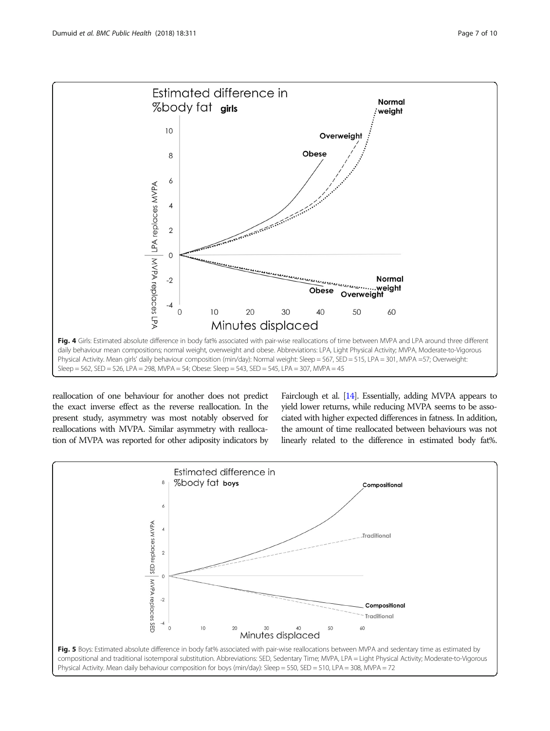Fig. 4 Girls: Estimated absolute difference in body fat% associated with pair-wise reallocations of time between MVPA and LPA around three different daily behaviour mean compositions; normal weight, overweight and obese. Abbreviations: LPA, Light Physical Activity; MVPA, Moderate-to-Vigorous Physical Activity. Mean girls' daily behaviour composition (min/day): Normal weight: Sleep = 567, SED = 515, LPA = 301, MVPA =57; Overweight: Sleep = 562, SED = 526, LPA = 298, MVPA = 54; Obese: Sleep = 543, SED = 545, LPA = 307, MVPA = 45

reallocation of one behaviour for another does not predict the exact inverse effect as the reverse reallocation. In the present study, asymmetry was most notably observed for reallocations with MVPA. Similar asymmetry with reallocation of MVPA was reported for other adiposity indicators by Fairclough et al. [14]. Essentially, adding MVPA appears to yield lower returns, while reducing MVPA seems to be associated with higher expected differences in fatness. In addition, the amount of time reallocated between behaviours was not linearly related to the difference in estimated body fat%.

Fig. 5 Boys: Estimated absolute difference in body fat% associated with pair-wise reallocations between MVPA and sedentary time as estimated by compositional and traditional isotemporal substitution. Abbreviations: SED, Sedentary Time; MVPA, LPA = Light Physical Activity; Moderate-to-Vigorous Physical Activity. Mean daily behaviour composition for boys (min/day): Sleep = 550, SED = 510, LPA = 308, MVPA = 72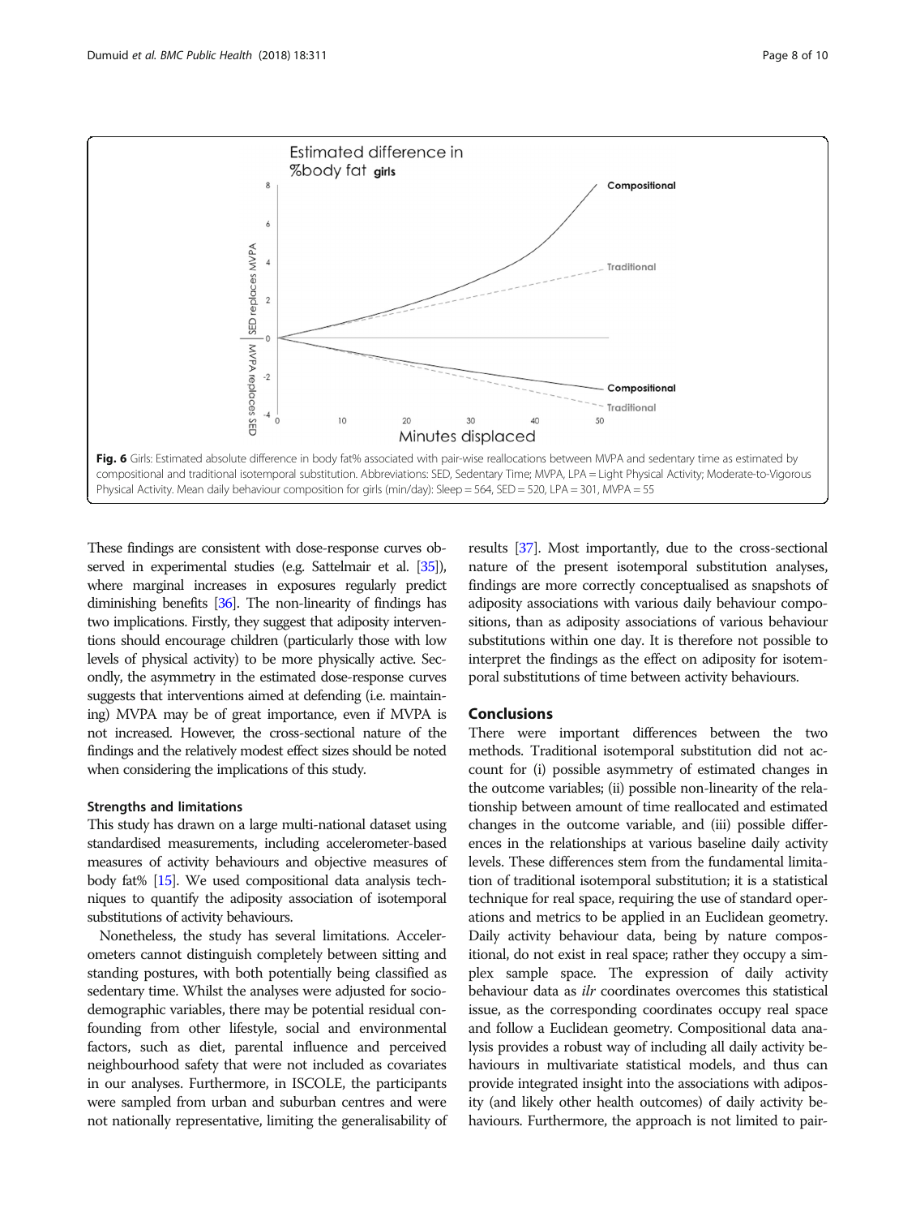Fig. 6 Girls: Estimated absolute difference in body fat% associated with pair-wise reallocations between MVPA and sedentary time as estimated by compositional and traditional isotemporal substitution. Abbreviations: SED, Sedentary Time; MVPA, LPA = Light Physical Activity; Moderate-to-Vigorous Physical Activity. Mean daily behaviour composition for girls (min/day): Sleep = 564, SED = 520, LPA = 301, MVPA = 55

These findings are consistent with dose-response curves observed in experimental studies (e.g. Sattelmair et al. [35]), where marginal increases in exposures regularly predict diminishing benefits [36]. The non-linearity of findings has two implications. Firstly, they suggest that adiposity interventions should encourage children (particularly those with low levels of physical activity) to be more physically active. Secondly, the asymmetry in the estimated dose-response curves suggests that interventions aimed at defending (i.e. maintaining) MVPA may be of great importance, even if MVPA is not increased. However, the cross-sectional nature of the findings and the relatively modest effect sizes should be noted when considering the implications of this study.

### Strengths and limitations

This study has drawn on a large multi-national dataset using standardised measurements, including accelerometer-based measures of activity behaviours and objective measures of body fat% [15]. We used compositional data analysis techniques to quantify the adiposity association of isotemporal substitutions of activity behaviours.

Nonetheless, the study has several limitations. Accelerometers cannot distinguish completely between sitting and standing postures, with both potentially being classified as sedentary time. Whilst the analyses were adjusted for sociodemographic variables, there may be potential residual confounding from other lifestyle, social and environmental factors, such as diet, parental influence and perceived neighbourhood safety that were not included as covariates in our analyses. Furthermore, in ISCOLE, the participants were sampled from urban and suburban centres and were not nationally representative, limiting the generalisability of results [37]. Most importantly, due to the cross-sectional nature of the present isotemporal substitution analyses, findings are more correctly conceptualised as snapshots of adiposity associations with various daily behaviour compositions, than as adiposity associations of various behaviour substitutions within one day. It is therefore not possible to interpret the findings as the effect on adiposity for isotemporal substitutions of time between activity behaviours.

## Conclusions

There were important differences between the two methods. Traditional isotemporal substitution did not account for (i) possible asymmetry of estimated changes in the outcome variables; (ii) possible non-linearity of the relationship between amount of time reallocated and estimated changes in the outcome variable, and (iii) possible differences in the relationships at various baseline daily activity levels. These differences stem from the fundamental limitation of traditional isotemporal substitution; it is a statistical technique for real space, requiring the use of standard operations and metrics to be applied in an Euclidean geometry. Daily activity behaviour data, being by nature compositional, do not exist in real space; rather they occupy a simplex sample space. The expression of daily activity behaviour data as *ilr* coordinates overcomes this statistical issue, as the corresponding coordinates occupy real space and follow a Euclidean geometry. Compositional data analysis provides a robust way of including all daily activity behaviours in multivariate statistical models, and thus can provide integrated insight into the associations with adiposity (and likely other health outcomes) of daily activity behaviours. Furthermore, the approach is not limited to pair-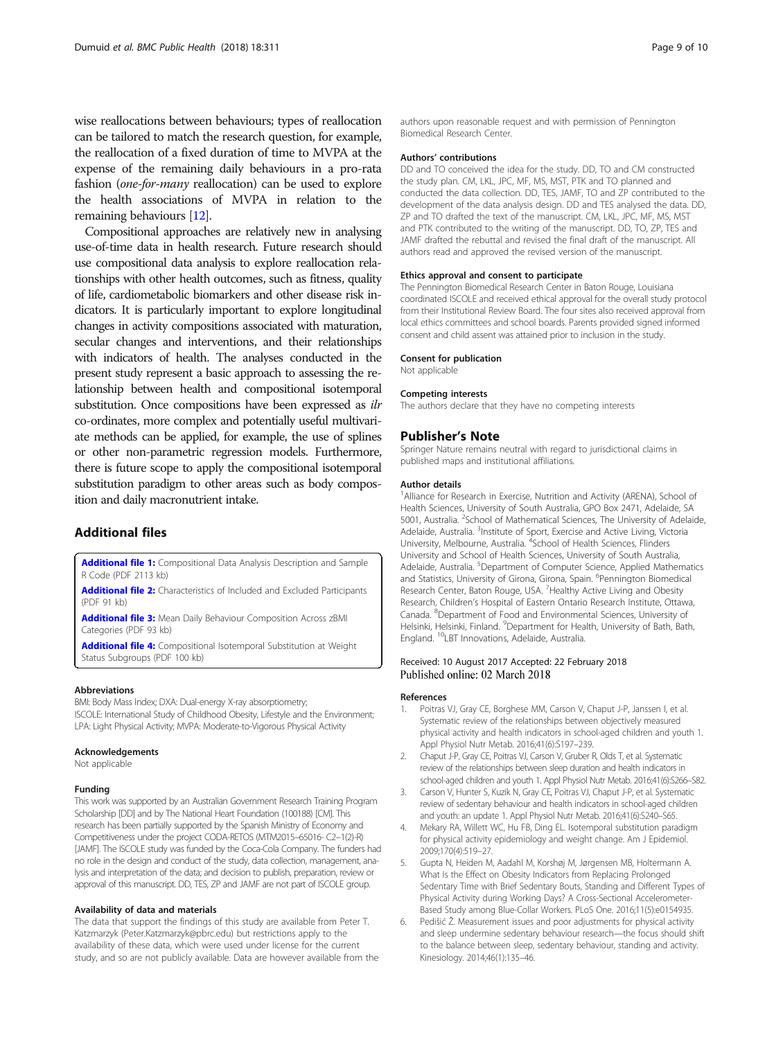wise reallocations between behaviours; types of reallocation can be tailored to match the research question, for example, the reallocation of a fixed duration of time to MVPA at the expense of the remaining daily behaviours in a pro-rata fashion (*one-for-many* reallocation) can be used to explore the health associations of MVPA in relation to the remaining behaviours [12].

Compositional approaches are relatively new in analysing use-of-time data in health research. Future research should use compositional data analysis to explore reallocation relationships with other health outcomes, such as fitness, quality of life, cardiometabolic biomarkers and other disease risk indicators. It is particularly important to explore longitudinal changes in activity compositions associated with maturation, secular changes and interventions, and their relationships with indicators of health. The analyses conducted in the present study represent a basic approach to assessing the relationship between health and compositional isotemporal substitution. Once compositions have been expressed as *ilr* co-ordinates, more complex and potentially useful multivariate methods can be applied, for example, the use of splines or other non-parametric regression models. Furthermore, there is future scope to apply the compositional isotemporal substitution paradigm to other areas such as body composition and daily macronutrient intake.

## Additional files

**Additional file 1:** Compositional Data Analysis Description and Sample R Code (PDF 2113 kb)

**Additional file 2:** Characteristics of Included and Excluded Participants (PDF 91 kb)

**Additional file 3:** Mean Daily Behaviour Composition Across zBMI Categories (PDF 93 kb)

**Additional file 4:** Compositional Isotemporal Substitution at Weight Status Subgroups (PDF 100 kb)

#### Abbreviations

BMI: Body Mass Index; DXA: Dual-energy X-ray absorptiometry; ISCOLE: International Study of Childhood Obesity, Lifestyle and the Environment; LPA: Light Physical Activity; MVPA: Moderate-to-Vigorous Physical Activity

#### Acknowledgements

Not applicable

#### Funding

This work was supported by an Australian Government Research Training Program Scholarship [DD] and by The National Heart Foundation (100188) [CM]. This research has been partially supported by the Spanish Ministry of Economy and Competitiveness under the project CODA-RETOS (MTM2015–65016- C2–1(2)-R) [JAMF]. The ISCOLE study was funded by the Coca-Cola Company. The funders had no role in the design and conduct of the study, data collection, management, analysis and interpretation of the data; and decision to publish, preparation, review or approval of this manuscript. DD, TES, ZP and JAMF are not part of ISCOLE group.

#### Availability of data and materials

The data that support the findings of this study are available from Peter T. Katzmarzyk (Peter.Katzmarzyk@pbrc.edu) but restrictions apply to the availability of these data, which were used under license for the current study, and so are not publicly available. Data are however available from the authors upon reasonable request and with permission of Pennington Biomedical Research Center.

#### Authors' contributions

DD and TO conceived the idea for the study. DD, TO and CM constructed the study plan. CM, LKL, JPC, MF, MS, MST, PTK and TO planned and conducted the data collection. DD, TES, JAMF, TO and ZP contributed to the development of the data analysis design. DD and TES analysed the data. DD, ZP and TO drafted the text of the manuscript. CM, LKL, JPC, MF, MS, MST and PTK contributed to the writing of the manuscript. DD, TO, ZP, TES and JAMF drafted the rebuttal and revised the final draft of the manuscript. All authors read and approved the revised version of the manuscript.

#### Ethics approval and consent to participate

The Pennington Biomedical Research Center in Baton Rouge, Louisiana coordinated ISCOLE and received ethical approval for the overall study protocol from their Institutional Review Board. The four sites also received approval from local ethics committees and school boards. Parents provided signed informed consent and child assent was attained prior to inclusion in the study.

#### Consent for publication

Not applicable

#### Competing interests

The authors declare that they have no competing interests

## Publisher's Note

Springer Nature remains neutral with regard to jurisdictional claims in published maps and institutional affiliations.

#### Author details

[1]Alliance for Research in Exercise, Nutrition and Activity (ARENA), School of Health Sciences, University of South Australia, GPO Box 2471, Adelaide, SA 5001, Australia. [2]School of Mathematical Sciences, The University of Adelaide, Adelaide, Australia. [3]Institute of Sport, Exercise and Active Living, Victoria University, Melbourne, Australia. [4]School of Health Sciences, Flinders University and School of Health Sciences, University of South Australia, Adelaide, Australia. [5]Department of Computer Science, Applied Mathematics and Statistics, University of Girona, Girona, Spain. [6]Pennington Biomedical Research Center, Baton Rouge, USA. [7]Healthy Active Living and Obesity Research, Children's Hospital of Eastern Ontario Research Institute, Ottawa, Canada. [8]Department of Food and Environmental Sciences, University of Helsinki, Helsinki, Finland. [9]Department for Health, University of Bath, Bath, England. [10]LBT Innovations, Adelaide, Australia.

Received: 10 August 2017 Accepted: 22 February 2018
Published online: 02 March 2018

#### References

1. Poitras VJ, Gray CE, Borghese MM, Carson V, Chaput J-P, Janssen I, et al. Systematic review of the relationships between objectively measured physical activity and health indicators in school-aged children and youth 1. Appl Physiol Nutr Metab. 2016;41(6):S197–239.
2. Chaput J-P, Gray CE, Poitras VJ, Carson V, Gruber R, Olds T, et al. Systematic review of the relationships between sleep duration and health indicators in school-aged children and youth 1. Appl Physiol Nutr Metab. 2016;41(6):S266–S82.
3. Carson V, Hunter S, Kuzik N, Gray CE, Poitras VJ, Chaput J-P, et al. Systematic review of sedentary behaviour and health indicators in school-aged children and youth: an update 1. Appl Physiol Nutr Metab. 2016;41(6):S240–S65.
4. Mekary RA, Willett WC, Hu FB, Ding EL. Isotemporal substitution paradigm for physical activity epidemiology and weight change. Am J Epidemiol. 2009;170(4):519–27.
5. Gupta N, Heiden M, Aadahl M, Korshøj M, Jørgensen MB, Holtermann A. What Is the Effect on Obesity Indicators from Replacing Prolonged Sedentary Time with Brief Sedentary Bouts, Standing and Different Types of Physical Activity during Working Days? A Cross-Sectional Accelerometer-Based Study among Blue-Collar Workers. PLoS One. 2016;11(5):e0154935.
6. Pedišić Ž. Measurement issues and poor adjustments for physical activity and sleep undermine sedentary behaviour research—the focus should shift to the balance between sleep, sedentary behaviour, standing and activity. Kinesiology. 2014;46(1):135–46.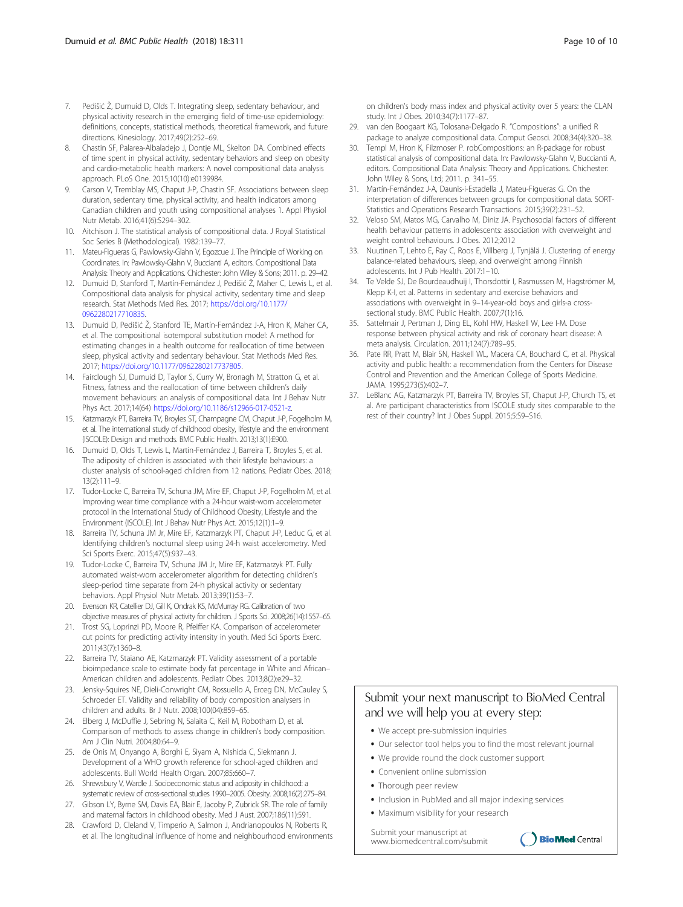7. Pedišić Ž, Dumuid D, Olds T. Integrating sleep, sedentary behaviour, and physical activity research in the emerging field of time-use epidemiology: definitions, concepts, statistical methods, theoretical framework, and future directions. Kinesiology. 2017;49(2):252–69.
8. Chastin SF, Palarea-Albaladejo J, Dontje ML, Skelton DA. Combined effects of time spent in physical activity, sedentary behaviors and sleep on obesity and cardio-metabolic health markers: A novel compositional data analysis approach. PLoS One. 2015;10(10):e0139984.
9. Carson V, Tremblay MS, Chaput J-P, Chastin SF. Associations between sleep duration, sedentary time, physical activity, and health indicators among Canadian children and youth using compositional analyses 1. Appl Physiol Nutr Metab. 2016;41(6):S294–302.
10. Aitchison J. The statistical analysis of compositional data. J Royal Statistical Soc Series B (Methodological). 1982:139–77.
11. Mateu-Figueras G, Pawlowsky-Glahn V, Egozcue J. The Principle of Working on Coordinates. In: Pawlowsky-Glahn V, Buccianti A, editors. Compositional Data Analysis: Theory and Applications. Chichester: John Wiley & Sons; 2011. p. 29–42.
12. Dumuid D, Stanford T, Martín-Fernández J, Pedišić Ž, Maher C, Lewis L, et al. Compositional data analysis for physical activity, sedentary time and sleep research. Stat Methods Med Res. 2017; https://doi.org/10.1177/0962280217710835.
13. Dumuid D, Pedišić Ž, Stanford TE, Martín-Fernández J-A, Hron K, Maher CA, et al. The compositional isotemporal substitution model: A method for estimating changes in a health outcome for reallocation of time between sleep, physical activity and sedentary behaviour. Stat Methods Med Res. 2017; https://doi.org/10.1177/0962280217737805.
14. Fairclough SJ, Dumuid D, Taylor S, Curry W, Bronagh M, Stratton G, et al. Fitness, fatness and the reallocation of time between children's daily movement behaviours: an analysis of compositional data. Int J Behav Nutr Phys Act. 2017;14(64) https://doi.org/10.1186/s12966-017-0521-z.
15. Katzmarzyk PT, Barreira TV, Broyles ST, Champagne CM, Chaput J-P, Fogelholm M, et al. The international study of childhood obesity, lifestyle and the environment (ISCOLE): Design and methods. BMC Public Health. 2013;13(1):E900.
16. Dumuid D, Olds T, Lewis L, Martin-Fernández J, Barreira T, Broyles S, et al. The adiposity of children is associated with their lifestyle behaviours: a cluster analysis of school-aged children from 12 nations. Pediatr Obes. 2018; 13(2):111–9.
17. Tudor-Locke C, Barreira TV, Schuna JM, Mire EF, Chaput J-P, Fogelholm M, et al. Improving wear time compliance with a 24-hour waist-worn accelerometer protocol in the International Study of Childhood Obesity, Lifestyle and the Environment (ISCOLE). Int J Behav Nutr Phys Act. 2015;12(1):1–9.
18. Barreira TV, Schuna JM Jr, Mire EF, Katzmarzyk PT, Chaput J-P, Leduc G, et al. Identifying children's nocturnal sleep using 24-h waist accelerometry. Med Sci Sports Exerc. 2015;47(5):937–43.
19. Tudor-Locke C, Barreira TV, Schuna JM Jr, Mire EF, Katzmarzyk PT. Fully automated waist-worn accelerometer algorithm for detecting children's sleep-period time separate from 24-h physical activity or sedentary behaviors. Appl Physiol Nutr Metab. 2013;39(1):53–7.
20. Evenson KR, Catellier DJ, Gill K, Ondrak KS, McMurray RG. Calibration of two objective measures of physical activity for children. J Sports Sci. 2008;26(14):1557–65.
21. Trost SG, Loprinzi PD, Moore R, Pfeiffer KA. Comparison of accelerometer cut points for predicting activity intensity in youth. Med Sci Sports Exerc. 2011;43(7):1360–8.
22. Barreira TV, Staiano AE, Katzmarzyk PT. Validity assessment of a portable bioimpedance scale to estimate body fat percentage in White and African–American children and adolescents. Pediatr Obes. 2013;8(2):e29–32.
23. Jensky-Squires NE, Dieli-Conwright CM, Rossuello A, Erceg DN, McCauley S, Schroeder ET. Validity and reliability of body composition analysers in children and adults. Br J Nutr. 2008;100(04):859–65.
24. Elberg J, McDuffie J, Sebring N, Salaita C, Keil M, Robotham D, et al. Comparison of methods to assess change in children's body composition. Am J Clin Nutri. 2004;80:64–9.
25. de Onis M, Onyango A, Borghi E, Siyam A, Nishida C, Siekmann J. Development of a WHO growth reference for school-aged children and adolescents. Bull World Health Organ. 2007;85:660–7.
26. Shrewsbury V, Wardle J. Socioeconomic status and adiposity in childhood: a systematic review of cross-sectional studies 1990–2005. Obesity. 2008;16(2):275–84.
27. Gibson LY, Byrne SM, Davis EA, Blair E, Jacoby P, Zubrick SR. The role of family and maternal factors in childhood obesity. Med J Aust. 2007;186(11):591.
28. Crawford D, Cleland V, Timperio A, Salmon J, Andrianopoulos N, Roberts R, et al. The longitudinal influence of home and neighbourhood environments on children's body mass index and physical activity over 5 years: the CLAN study. Int J Obes. 2010;34(7):1177–87.
29. van den Boogaart KG, Tolosana-Delgado R. "Compositions": a unified R package to analyze compositional data. Comput Geosci. 2008;34(4):320–38.
30. Templ M, Hron K, Filzmoser P. robCompositions: an R-package for robust statistical analysis of compositional data. In: Pawlowsky-Glahn V, Buccianti A, editors. Compositional Data Analysis: Theory and Applications. Chichester: John Wiley & Sons, Ltd; 2011. p. 341–55.
31. Martín-Fernández J-A, Daunis-i-Estadella J, Mateu-Figueras G. On the interpretation of differences between groups for compositional data. SORT-Statistics and Operations Research Transactions. 2015;39(2):231–52.
32. Veloso SM, Matos MG, Carvalho M, Diniz JA. Psychosocial factors of different health behaviour patterns in adolescents: association with overweight and weight control behaviours. J Obes. 2012;2012
33. Nuutinen T, Lehto E, Ray C, Roos E, Villberg J, Tynjälä J. Clustering of energy balance-related behaviours, sleep, and overweight among Finnish adolescents. Int J Pub Health. 2017:1–10.
34. Te Velde SJ, De Bourdeaudhuij I, Thorsdottir I, Rasmussen M, Hagströmer M, Klepp K-I, et al. Patterns in sedentary and exercise behaviors and associations with overweight in 9–14-year-old boys and girls-a cross-sectional study. BMC Public Health. 2007;7(1):16.
35. Sattelmair J, Pertman J, Ding EL, Kohl HW, Haskell W, Lee I-M. Dose response between physical activity and risk of coronary heart disease: A meta analysis. Circulation. 2011;124(7):789–95.
36. Pate RR, Pratt M, Blair SN, Haskell WL, Macera CA, Bouchard C, et al. Physical activity and public health: a recommendation from the Centers for Disease Control and Prevention and the American College of Sports Medicine. JAMA. 1995;273(5):402–7.
37. LeBlanc AG, Katzmarzyk PT, Barreira TV, Broyles ST, Chaput J-P, Church TS, et al. Are participant characteristics from ISCOLE study sites comparable to the rest of their country? Int J Obes Suppl. 2015;5:S9–S16.

Submit your next manuscript to BioMed Central and we will help you at every step:

- We accept pre-submission inquiries
- Our selector tool helps you to find the most relevant journal
- We provide round the clock customer support
- Convenient online submission
- Thorough peer review
- Inclusion in PubMed and all major indexing services
- Maximum visibility for your research

Submit your manuscript at www.biomedcentral.com/submit

BioMed Central